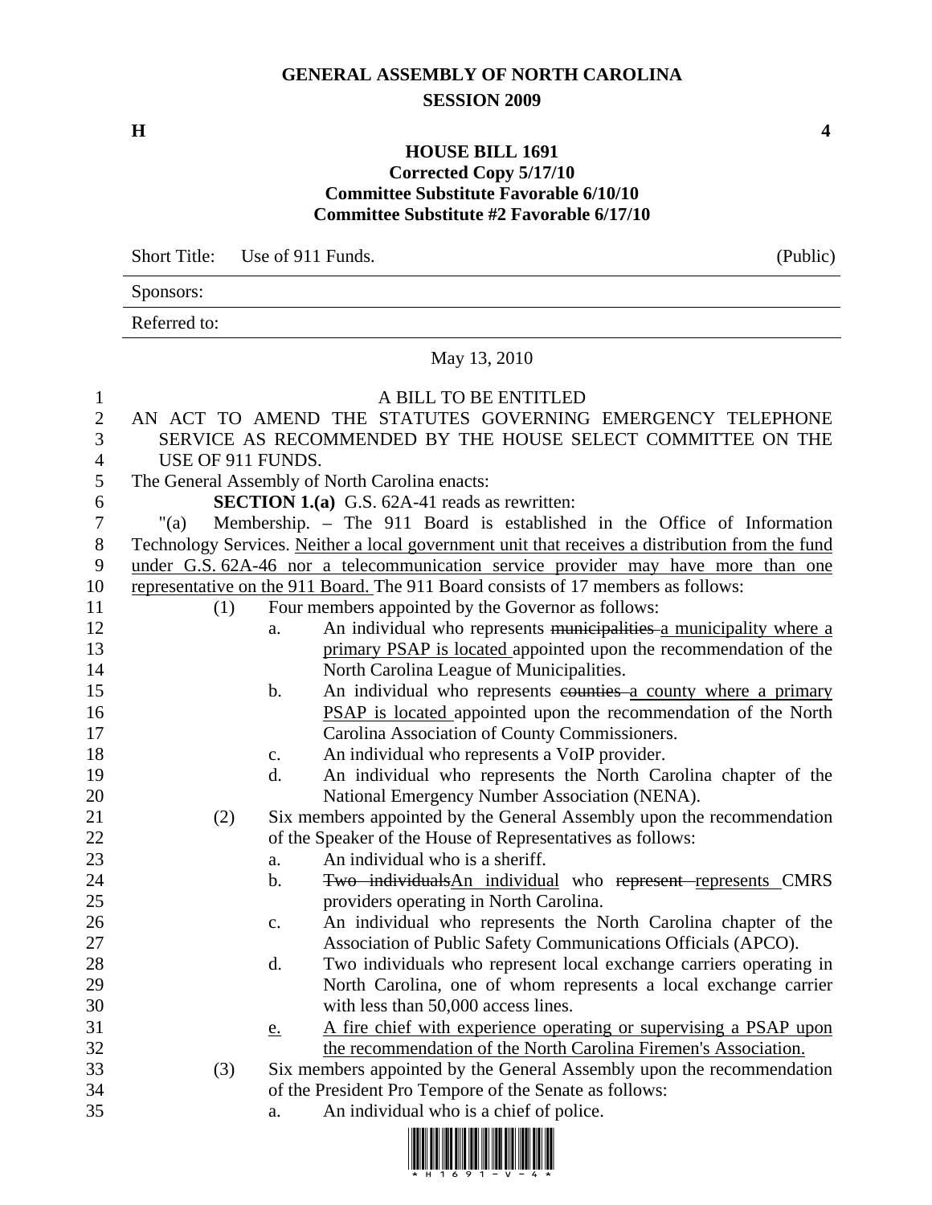# GENERAL ASSEMBLY OF NORTH CAROLINA
## SESSION 2009

**H** **4**

### HOUSE BILL 1691
**Corrected Copy 5/17/10**
**Committee Substitute Favorable 6/10/10**
**Committee Substitute #2 Favorable 6/17/10**

Short Title: Use of 911 Funds. (Public)

Sponsors:

Referred to:

May 13, 2010

A BILL TO BE ENTITLED

AN ACT TO AMEND THE STATUTES GOVERNING EMERGENCY TELEPHONE SERVICE AS RECOMMENDED BY THE HOUSE SELECT COMMITTEE ON THE USE OF 911 FUNDS.

The General Assembly of North Carolina enacts:

**SECTION 1.(a)** G.S. 62A-41 reads as rewritten:

"(a) Membership. – The 911 Board is established in the Office of Information Technology Services. <u>Neither a local government unit that receives a distribution from the fund under G.S. 62A-46 nor a telecommunication service provider may have more than one representative on the 911 Board.</u> The 911 Board consists of 17 members as follows:

(1) Four members appointed by the Governor as follows:

a. An individual who represents ~~municipalities~~ <u>a municipality where a primary PSAP is located</u> appointed upon the recommendation of the North Carolina League of Municipalities.

b. An individual who represents ~~counties~~ <u>a county where a primary PSAP is located</u> appointed upon the recommendation of the North Carolina Association of County Commissioners.

c. An individual who represents a VoIP provider.

d. An individual who represents the North Carolina chapter of the National Emergency Number Association (NENA).

(2) Six members appointed by the General Assembly upon the recommendation of the Speaker of the House of Representatives as follows:

a. An individual who is a sheriff.

b. ~~Two individuals~~<u>An individual</u> who ~~represent~~ <u>represents</u> CMRS providers operating in North Carolina.

c. An individual who represents the North Carolina chapter of the Association of Public Safety Communications Officials (APCO).

d. Two individuals who represent local exchange carriers operating in North Carolina, one of whom represents a local exchange carrier with less than 50,000 access lines.

<u>e.</u> <u>A fire chief with experience operating or supervising a PSAP upon the recommendation of the North Carolina Firemen's Association.</u>

(3) Six members appointed by the General Assembly upon the recommendation of the President Pro Tempore of the Senate as follows:

a. An individual who is a chief of police.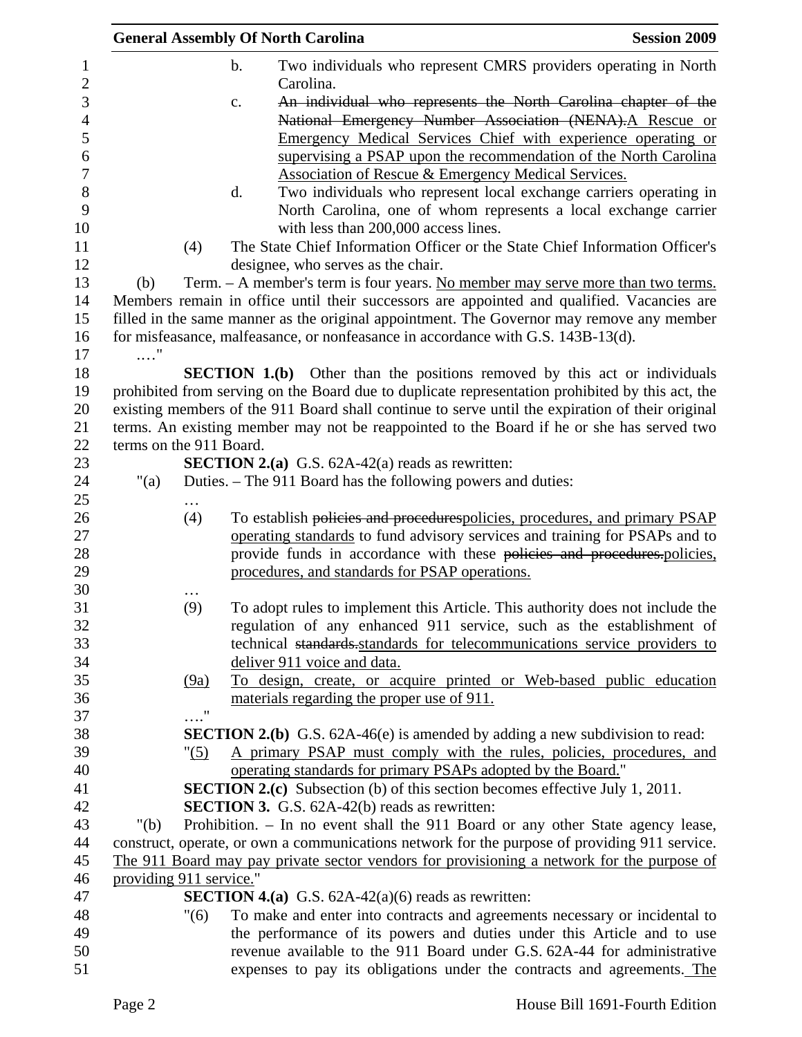b. Two individuals who represent CMRS providers operating in North Carolina.

c. ~~An individual who represents the North Carolina chapter of the National Emergency Number Association (NENA).~~<u>A Rescue or Emergency Medical Services Chief with experience operating or supervising a PSAP upon the recommendation of the North Carolina Association of Rescue & Emergency Medical Services.</u>

d. Two individuals who represent local exchange carriers operating in North Carolina, one of whom represents a local exchange carrier with less than 200,000 access lines.

(4) The State Chief Information Officer or the State Chief Information Officer's designee, who serves as the chair.

(b) Term. – A member's term is four years. <u>No member may serve more than two terms.</u> Members remain in office until their successors are appointed and qualified. Vacancies are filled in the same manner as the original appointment. The Governor may remove any member for misfeasance, malfeasance, or nonfeasance in accordance with G.S. 143B-13(d).

…."

**SECTION 1.(b)** Other than the positions removed by this act or individuals prohibited from serving on the Board due to duplicate representation prohibited by this act, the existing members of the 911 Board shall continue to serve until the expiration of their original terms. An existing member may not be reappointed to the Board if he or she has served two terms on the 911 Board.

**SECTION 2.(a)** G.S. 62A-42(a) reads as rewritten:

"(a) Duties. – The 911 Board has the following powers and duties:

…

(4) To establish ~~policies and procedures~~<u>policies, procedures, and primary PSAP operating standards</u> to fund advisory services and training for PSAPs and to provide funds in accordance with these ~~policies and procedures.~~<u>policies, procedures, and standards for PSAP operations.</u>

…

(9) To adopt rules to implement this Article. This authority does not include the regulation of any enhanced 911 service, such as the establishment of technical ~~standards.~~<u>standards for telecommunications service providers to deliver 911 voice and data.</u>

<u>(9a)</u> <u>To design, create, or acquire printed or Web-based public education materials regarding the proper use of 911.</u>

…."

**SECTION 2.(b)** G.S. 62A-46(e) is amended by adding a new subdivision to read:

"<u>(5)</u> <u>A primary PSAP must comply with the rules, policies, procedures, and operating standards for primary PSAPs adopted by the Board.</u>"

**SECTION 2.(c)** Subsection (b) of this section becomes effective July 1, 2011.

**SECTION 3.** G.S. 62A-42(b) reads as rewritten:

"(b) Prohibition. – In no event shall the 911 Board or any other State agency lease, construct, operate, or own a communications network for the purpose of providing 911 service. <u>The 911 Board may pay private sector vendors for provisioning a network for the purpose of providing 911 service.</u>"

**SECTION 4.(a)** G.S. 62A-42(a)(6) reads as rewritten:

"(6) To make and enter into contracts and agreements necessary or incidental to the performance of its powers and duties under this Article and to use revenue available to the 911 Board under G.S. 62A-44 for administrative expenses to pay its obligations under the contracts and agreements.<u> The</u>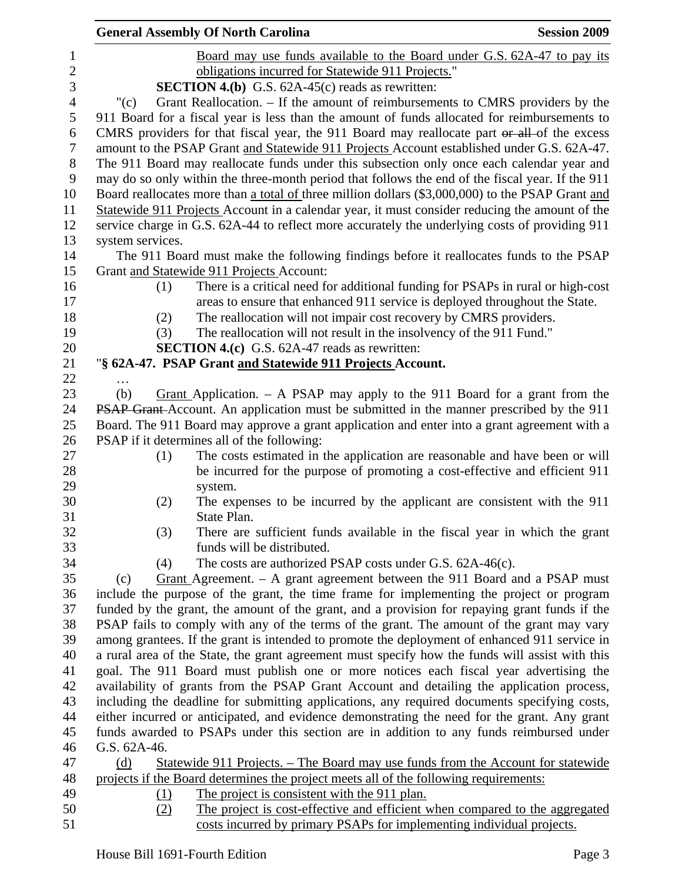Board may use funds available to the Board under G.S. 62A-47 to pay its obligations incurred for Statewide 911 Projects."

**SECTION 4.(b)** G.S. 62A-45(c) reads as rewritten:

"(c) Grant Reallocation. – If the amount of reimbursements to CMRS providers by the 911 Board for a fiscal year is less than the amount of funds allocated for reimbursements to CMRS providers for that fiscal year, the 911 Board may reallocate part ~~or all~~ of the excess amount to the PSAP Grant and Statewide 911 Projects Account established under G.S. 62A-47. The 911 Board may reallocate funds under this subsection only once each calendar year and may do so only within the three-month period that follows the end of the fiscal year. If the 911 Board reallocates more than a total of three million dollars ($3,000,000) to the PSAP Grant and Statewide 911 Projects Account in a calendar year, it must consider reducing the amount of the service charge in G.S. 62A-44 to reflect more accurately the underlying costs of providing 911 system services.

The 911 Board must make the following findings before it reallocates funds to the PSAP Grant and Statewide 911 Projects Account:

(1) There is a critical need for additional funding for PSAPs in rural or high-cost areas to ensure that enhanced 911 service is deployed throughout the State.

(2) The reallocation will not impair cost recovery by CMRS providers.

(3) The reallocation will not result in the insolvency of the 911 Fund."

**SECTION 4.(c)** G.S. 62A-47 reads as rewritten:

"**§ 62A-47. PSAP Grant and Statewide 911 Projects Account.**

…

(b) Grant Application. – A PSAP may apply to the 911 Board for a grant from the ~~PSAP Grant~~ Account. An application must be submitted in the manner prescribed by the 911 Board. The 911 Board may approve a grant application and enter into a grant agreement with a PSAP if it determines all of the following:

(1) The costs estimated in the application are reasonable and have been or will be incurred for the purpose of promoting a cost-effective and efficient 911 system.

(2) The expenses to be incurred by the applicant are consistent with the 911 State Plan.

(3) There are sufficient funds available in the fiscal year in which the grant funds will be distributed.

(4) The costs are authorized PSAP costs under G.S. 62A-46(c).

(c) Grant Agreement. – A grant agreement between the 911 Board and a PSAP must include the purpose of the grant, the time frame for implementing the project or program funded by the grant, the amount of the grant, and a provision for repaying grant funds if the PSAP fails to comply with any of the terms of the grant. The amount of the grant may vary among grantees. If the grant is intended to promote the deployment of enhanced 911 service in a rural area of the State, the grant agreement must specify how the funds will assist with this goal. The 911 Board must publish one or more notices each fiscal year advertising the availability of grants from the PSAP Grant Account and detailing the application process, including the deadline for submitting applications, any required documents specifying costs, either incurred or anticipated, and evidence demonstrating the need for the grant. Any grant funds awarded to PSAPs under this section are in addition to any funds reimbursed under G.S. 62A-46.

(d) Statewide 911 Projects. – The Board may use funds from the Account for statewide projects if the Board determines the project meets all of the following requirements:

(1) The project is consistent with the 911 plan.

(2) The project is cost-effective and efficient when compared to the aggregated costs incurred by primary PSAPs for implementing individual projects.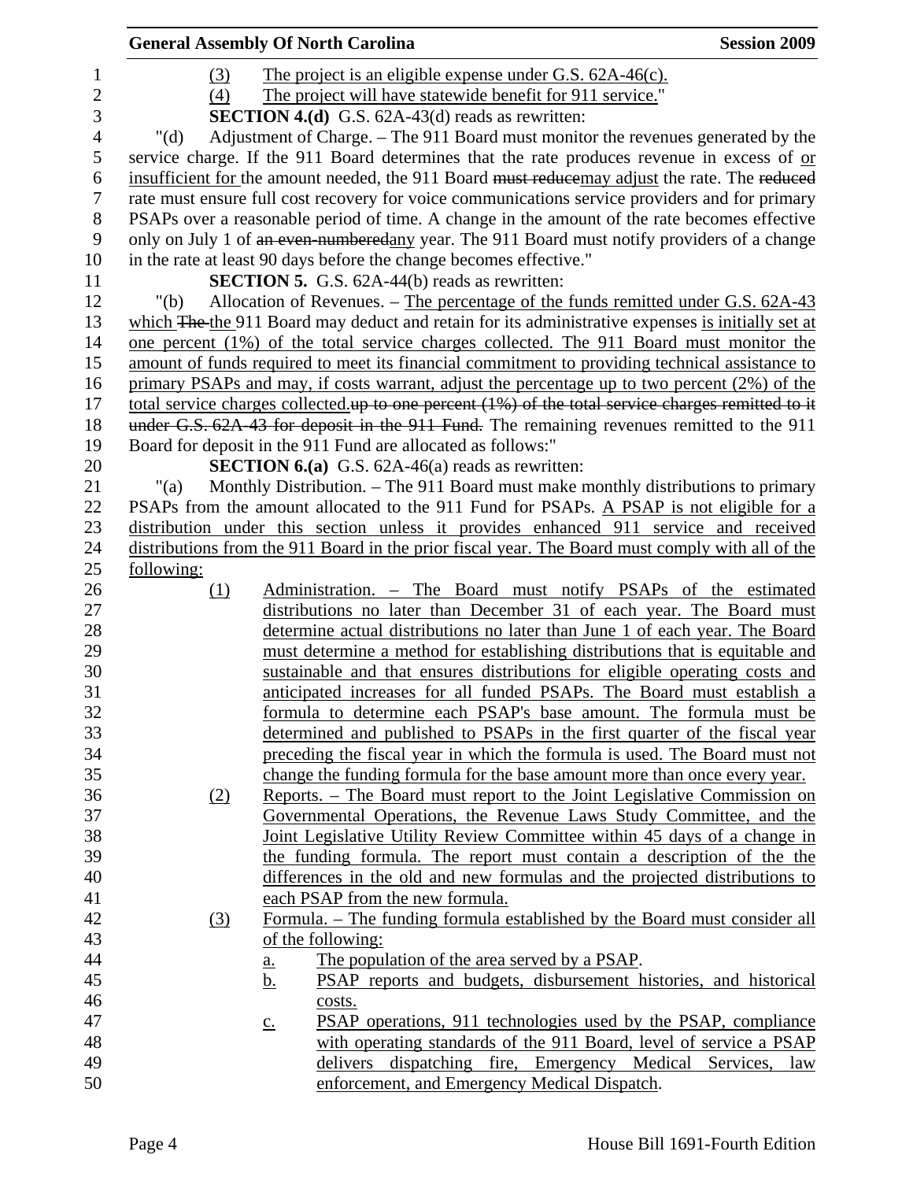(3) The project is an eligible expense under G.S. 62A-46(c).

(4) The project will have statewide benefit for 911 service."

**SECTION 4.(d)** G.S. 62A-43(d) reads as rewritten:

"(d) Adjustment of Charge. – The 911 Board must monitor the revenues generated by the service charge. If the 911 Board determines that the rate produces revenue in excess of ~~or~~ or insufficient for the amount needed, the 911 Board ~~must reduce~~may adjust the rate. The ~~reduced~~ rate must ensure full cost recovery for voice communications service providers and for primary PSAPs over a reasonable period of time. A change in the amount of the rate becomes effective only on July 1 of ~~an even-numbered~~any year. The 911 Board must notify providers of a change in the rate at least 90 days before the change becomes effective."

**SECTION 5.** G.S. 62A-44(b) reads as rewritten:

"(b) Allocation of Revenues. – The percentage of the funds remitted under G.S. 62A-43 which ~~The~~ the 911 Board may deduct and retain for its administrative expenses is initially set at one percent (1%) of the total service charges collected. The 911 Board must monitor the amount of funds required to meet its financial commitment to providing technical assistance to primary PSAPs and may, if costs warrant, adjust the percentage up to two percent (2%) of the total service charges collected.~~up to one percent (1%) of the total service charges remitted to it under G.S. 62A-43 for deposit in the 911 Fund.~~ The remaining revenues remitted to the 911 Board for deposit in the 911 Fund are allocated as follows:"

**SECTION 6.(a)** G.S. 62A-46(a) reads as rewritten:

"(a) Monthly Distribution. – The 911 Board must make monthly distributions to primary PSAPs from the amount allocated to the 911 Fund for PSAPs. A PSAP is not eligible for a distribution under this section unless it provides enhanced 911 service and received distributions from the 911 Board in the prior fiscal year. The Board must comply with all of the following:

(1) Administration. – The Board must notify PSAPs of the estimated distributions no later than December 31 of each year. The Board must determine actual distributions no later than June 1 of each year. The Board must determine a method for establishing distributions that is equitable and sustainable and that ensures distributions for eligible operating costs and anticipated increases for all funded PSAPs. The Board must establish a formula to determine each PSAP's base amount. The formula must be determined and published to PSAPs in the first quarter of the fiscal year preceding the fiscal year in which the formula is used. The Board must not change the funding formula for the base amount more than once every year.

(2) Reports. – The Board must report to the Joint Legislative Commission on Governmental Operations, the Revenue Laws Study Committee, and the Joint Legislative Utility Review Committee within 45 days of a change in the funding formula. The report must contain a description of the the differences in the old and new formulas and the projected distributions to each PSAP from the new formula.

(3) Formula. – The funding formula established by the Board must consider all of the following:

a. The population of the area served by a PSAP.

b. PSAP reports and budgets, disbursement histories, and historical costs.

c. PSAP operations, 911 technologies used by the PSAP, compliance with operating standards of the 911 Board, level of service a PSAP delivers dispatching fire, Emergency Medical Services, law enforcement, and Emergency Medical Dispatch.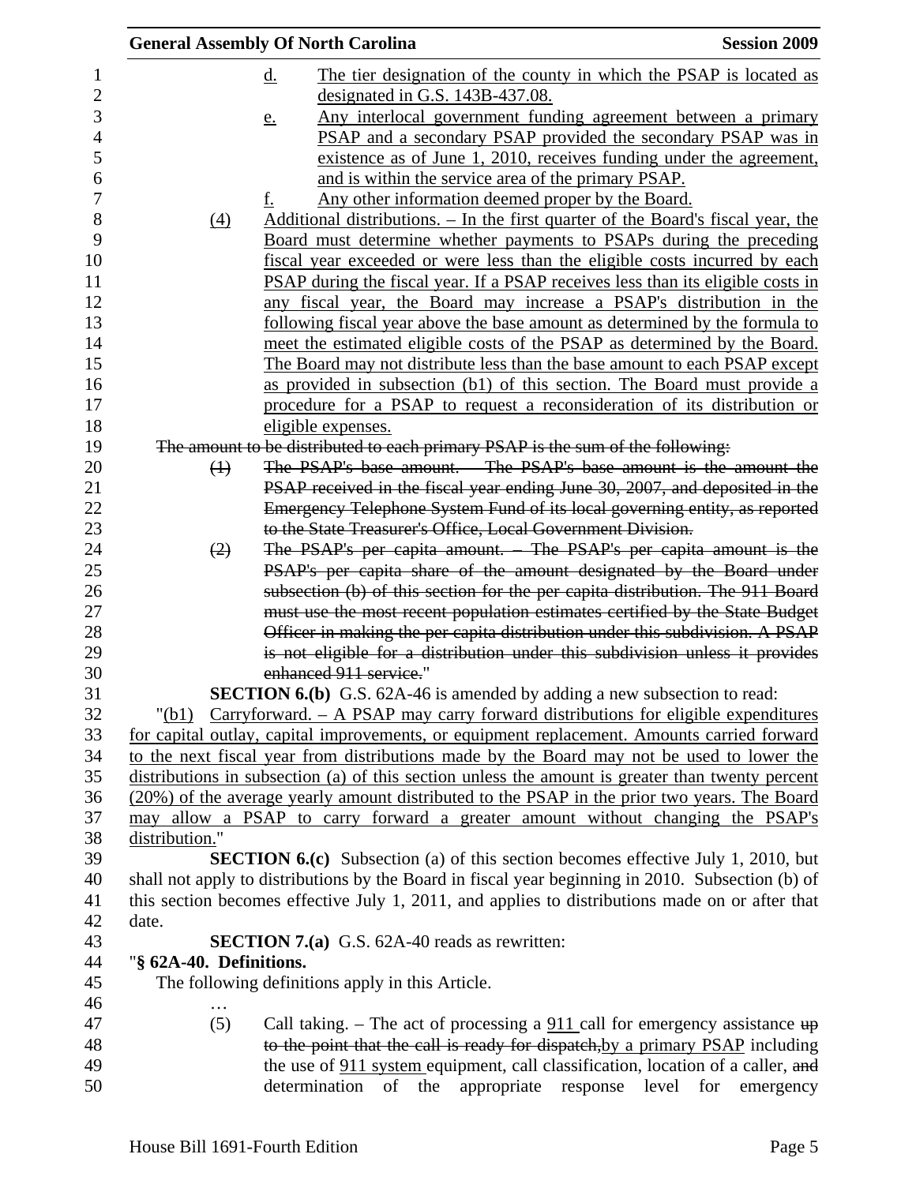d. The tier designation of the county in which the PSAP is located as designated in G.S. 143B-437.08.

e. Any interlocal government funding agreement between a primary PSAP and a secondary PSAP provided the secondary PSAP was in existence as of June 1, 2010, receives funding under the agreement, and is within the service area of the primary PSAP.

f. Any other information deemed proper by the Board.

(4) Additional distributions. – In the first quarter of the Board's fiscal year, the Board must determine whether payments to PSAPs during the preceding fiscal year exceeded or were less than the eligible costs incurred by each PSAP during the fiscal year. If a PSAP receives less than its eligible costs in any fiscal year, the Board may increase a PSAP's distribution in the following fiscal year above the base amount as determined by the formula to meet the estimated eligible costs of the PSAP as determined by the Board. The Board may not distribute less than the base amount to each PSAP except as provided in subsection (b1) of this section. The Board must provide a procedure for a PSAP to request a reconsideration of its distribution or eligible expenses.

~~The amount to be distributed to each primary PSAP is the sum of the following:~~

~~(1) The PSAP's base amount. – The PSAP's base amount is the amount the PSAP received in the fiscal year ending June 30, 2007, and deposited in the Emergency Telephone System Fund of its local governing entity, as reported to the State Treasurer's Office, Local Government Division.~~

~~(2) The PSAP's per capita amount. – The PSAP's per capita amount is the PSAP's per capita share of the amount designated by the Board under subsection (b) of this section for the per capita distribution. The 911 Board must use the most recent population estimates certified by the State Budget Officer in making the per capita distribution under this subdivision. A PSAP is not eligible for a distribution under this subdivision unless it provides enhanced 911 service.~~"

**SECTION 6.(b)** G.S. 62A-46 is amended by adding a new subsection to read:

"(b1) Carryforward. – A PSAP may carry forward distributions for eligible expenditures for capital outlay, capital improvements, or equipment replacement. Amounts carried forward to the next fiscal year from distributions made by the Board may not be used to lower the distributions in subsection (a) of this section unless the amount is greater than twenty percent (20%) of the average yearly amount distributed to the PSAP in the prior two years. The Board may allow a PSAP to carry forward a greater amount without changing the PSAP's distribution."

**SECTION 6.(c)** Subsection (a) of this section becomes effective July 1, 2010, but shall not apply to distributions by the Board in fiscal year beginning in 2010. Subsection (b) of this section becomes effective July 1, 2011, and applies to distributions made on or after that date.

**SECTION 7.(a)** G.S. 62A-40 reads as rewritten:

"**§ 62A-40. Definitions.**

The following definitions apply in this Article.

…

(5) Call taking. – The act of processing a 911 call for emergency assistance ~~up to the point that the call is ready for dispatch,~~by a primary PSAP including the use of 911 system equipment, call classification, location of a caller, ~~and~~ determination of the appropriate response level for emergency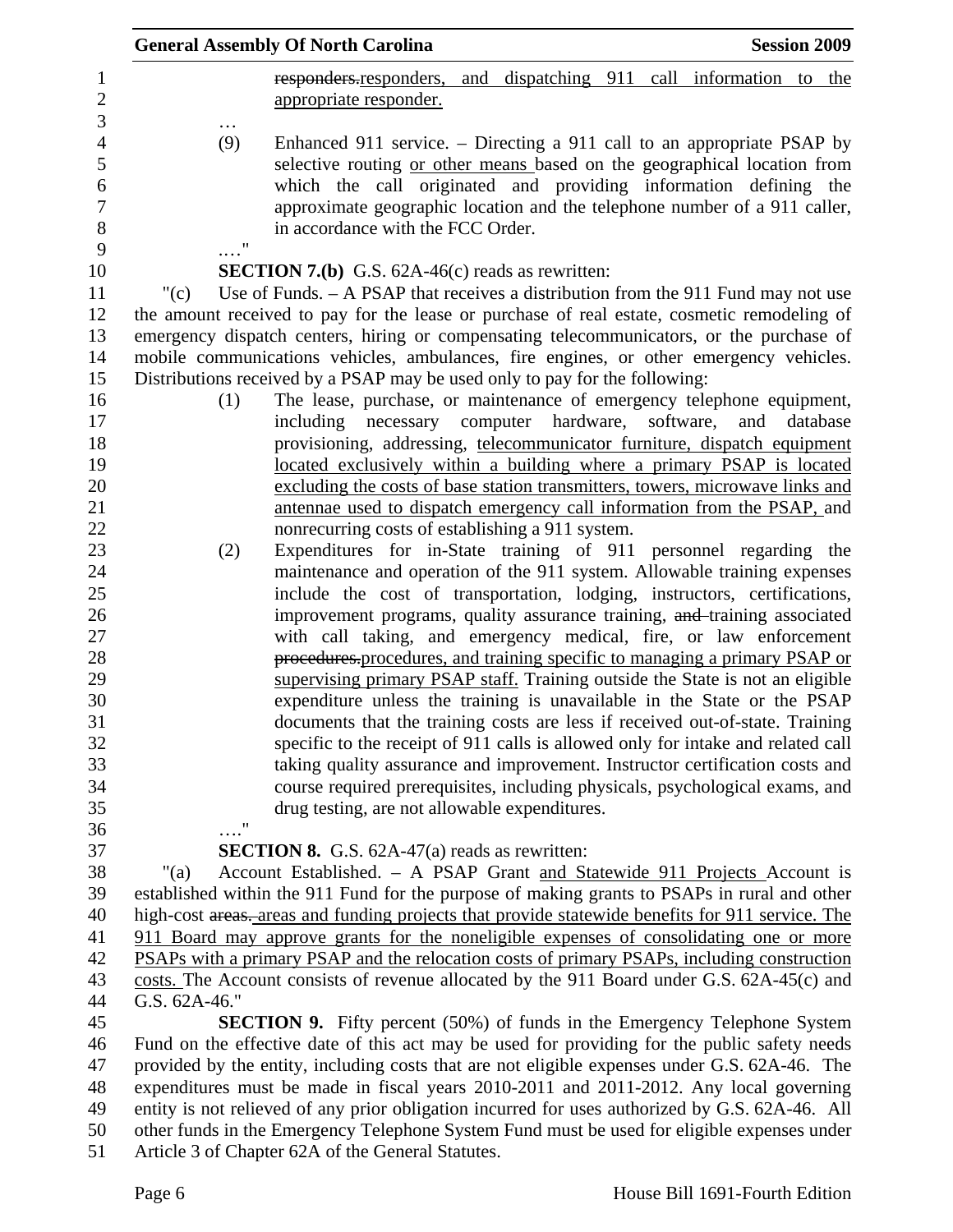responders.responders, and dispatching 911 call information to the appropriate responder.

…

(9) Enhanced 911 service. – Directing a 911 call to an appropriate PSAP by selective routing or other means based on the geographical location from which the call originated and providing information defining the approximate geographic location and the telephone number of a 911 caller, in accordance with the FCC Order.

…."

**SECTION 7.(b)** G.S. 62A-46(c) reads as rewritten:

"(c) Use of Funds. – A PSAP that receives a distribution from the 911 Fund may not use the amount received to pay for the lease or purchase of real estate, cosmetic remodeling of emergency dispatch centers, hiring or compensating telecommunicators, or the purchase of mobile communications vehicles, ambulances, fire engines, or other emergency vehicles. Distributions received by a PSAP may be used only to pay for the following:

(1) The lease, purchase, or maintenance of emergency telephone equipment, including necessary computer hardware, software, and database provisioning, addressing, telecommunicator furniture, dispatch equipment located exclusively within a building where a primary PSAP is located excluding the costs of base station transmitters, towers, microwave links and antennae used to dispatch emergency call information from the PSAP, and nonrecurring costs of establishing a 911 system.

(2) Expenditures for in-State training of 911 personnel regarding the maintenance and operation of the 911 system. Allowable training expenses include the cost of transportation, lodging, instructors, certifications, improvement programs, quality assurance training, and training associated with call taking, and emergency medical, fire, or law enforcement procedures.procedures, and training specific to managing a primary PSAP or supervising primary PSAP staff. Training outside the State is not an eligible expenditure unless the training is unavailable in the State or the PSAP documents that the training costs are less if received out-of-state. Training specific to the receipt of 911 calls is allowed only for intake and related call taking quality assurance and improvement. Instructor certification costs and course required prerequisites, including physicals, psychological exams, and drug testing, are not allowable expenditures.

…."

**SECTION 8.** G.S. 62A-47(a) reads as rewritten:

"(a) Account Established. – A PSAP Grant and Statewide 911 Projects Account is established within the 911 Fund for the purpose of making grants to PSAPs in rural and other high-cost areas. areas and funding projects that provide statewide benefits for 911 service. The 911 Board may approve grants for the nonelegible expenses of consolidating one or more PSAPs with a primary PSAP and the relocation costs of primary PSAPs, including construction costs. The Account consists of revenue allocated by the 911 Board under G.S. 62A-45(c) and G.S. 62A-46."

**SECTION 9.** Fifty percent (50%) of funds in the Emergency Telephone System Fund on the effective date of this act may be used for providing for the public safety needs provided by the entity, including costs that are not eligible expenses under G.S. 62A-46. The expenditures must be made in fiscal years 2010-2011 and 2011-2012. Any local governing entity is not relieved of any prior obligation incurred for uses authorized by G.S. 62A-46. All other funds in the Emergency Telephone System Fund must be used for eligible expenses under Article 3 of Chapter 62A of the General Statutes.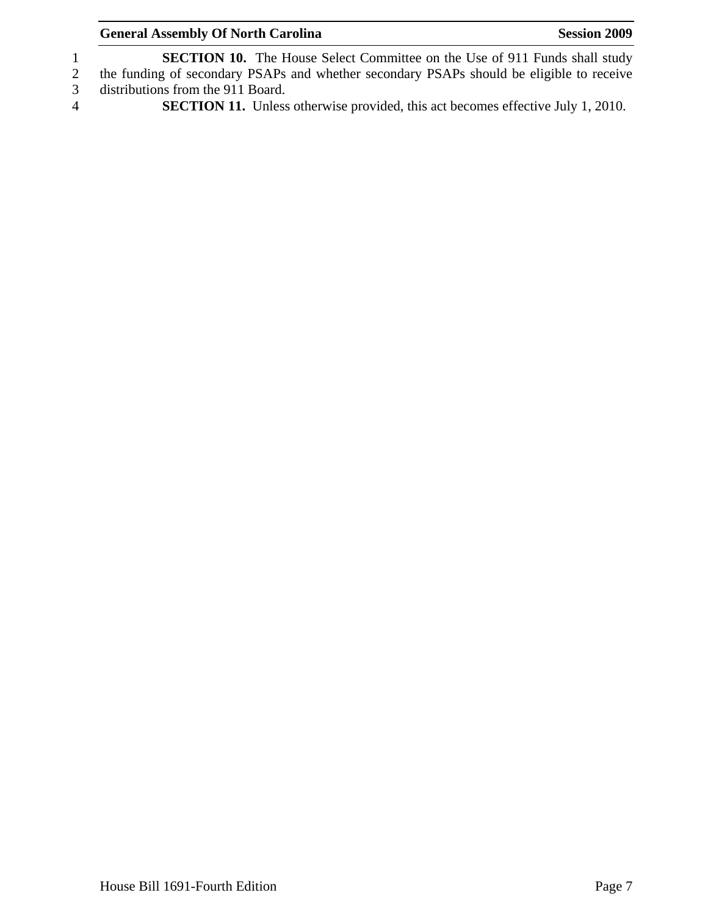**SECTION 10.** The House Select Committee on the Use of 911 Funds shall study the funding of secondary PSAPs and whether secondary PSAPs should be eligible to receive distributions from the 911 Board.

**SECTION 11.** Unless otherwise provided, this act becomes effective July 1, 2010.